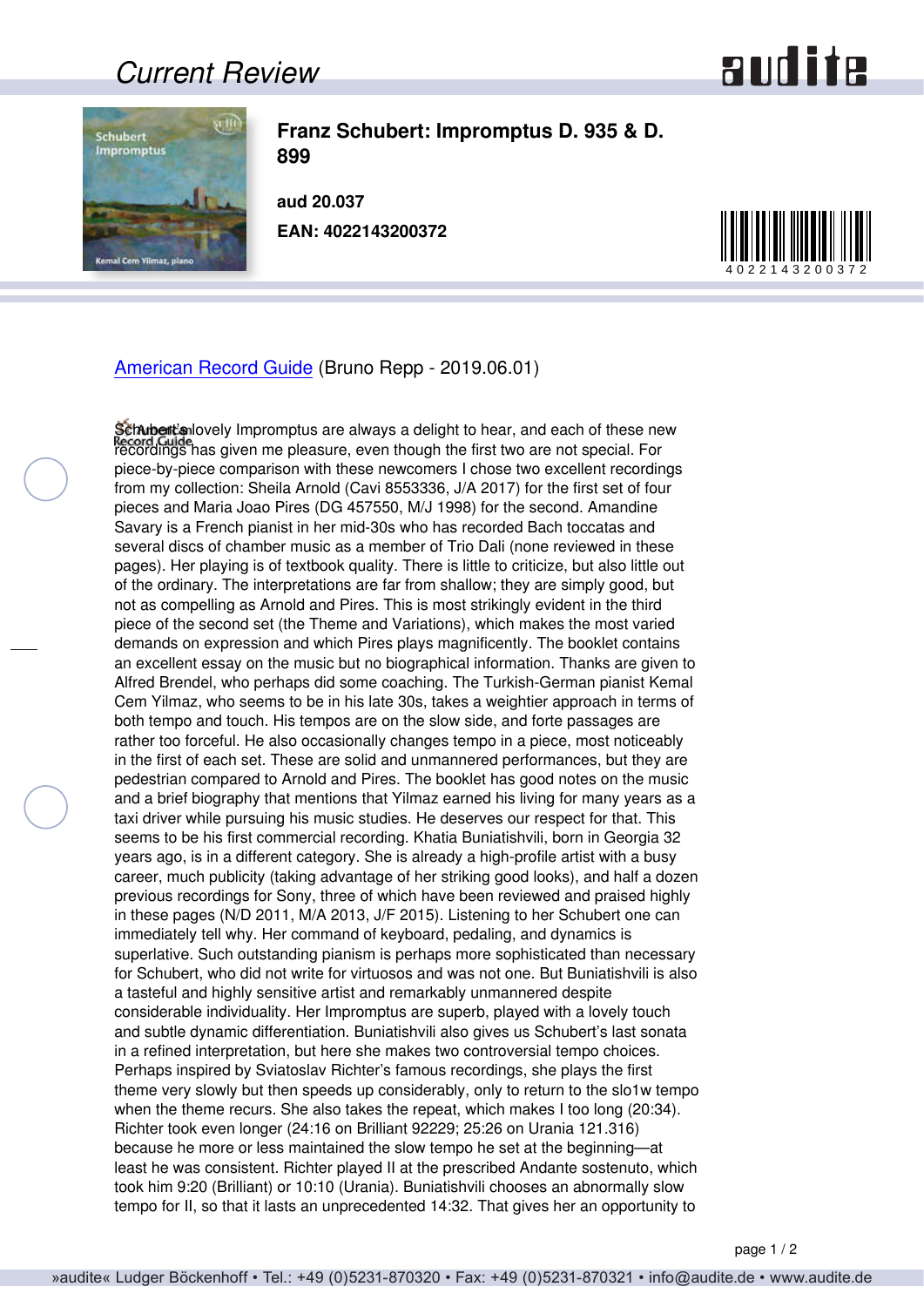# Current Review

**Franz Schubert: Impromptus D. 935 & D. 899**

**aud 20.037**

**EAN: 4022143200372**

American Record Guide (Bruno Repp - 2019.06.01)

Schubert's lovely Impromptus are always a delight to hear, and each of these new recordings has given me pleasure, even though the first two are not special. For piece-by-piece comparison with these newcomers I chose two excellent recordings from my collection: Sheila Arnold (Cavi 8553336, J/A 2017) for the first set of four pieces and Maria Joao Pires (DG 457550, M/J 1998) for the second. Amandine Savary is a French pianist in her mid-30s who has recorded Bach toccatas and several discs of chamber music as a member of Trio Dali (none reviewed in these pages). Her playing is of textbook quality. There is little to criticize, but also little out of the ordinary. The interpretations are far from shallow; they are simply good, but not as compelling as Arnold and Pires. This is most strikingly evident in the third piece of the second set (the Theme and Variations), which makes the most varied demands on expression and which Pires plays magnificently. The booklet contains an excellent essay on the music but no biographical information. Thanks are given to Alfred Brendel, who perhaps did some coaching. The Turkish-German pianist Kemal Cem Yilmaz, who seems to be in his late 30s, takes a weightier approach in terms of both tempo and touch. His tempos are on the slow side, and forte passages are rather too forceful. He also occasionally changes tempo in a piece, most noticeably in the first of each set. These are solid and unmannered performances, but they are pedestrian compared to Arnold and Pires. The booklet has good notes on the music and a brief biography that mentions that Yilmaz earned his living for many years as a taxi driver while pursuing his music studies. He deserves our respect for that. This seems to be his first commercial recording. Khatia Buniatishvili, born in Georgia 32 years ago, is in a different category. She is already a high-profile artist with a busy career, much publicity (taking advantage of her striking good looks), and half a dozen previous recordings for Sony, three of which have been reviewed and praised highly in these pages (N/D 2011, M/A 2013, J/F 2015). Listening to her Schubert one can immediately tell why. Her command of keyboard, pedaling, and dynamics is superlative. Such outstanding pianism is perhaps more sophisticated than necessary for Schubert, who did not write for virtuosos and was not one. But Buniatishvili is also a tasteful and highly sensitive artist and remarkably unmannered despite considerable individuality. Her Impromptus are superb, played with a lovely touch and subtle dynamic differentiation. Buniatishvili also gives us Schubert's last sonata in a refined interpretation, but here she makes two controversial tempo choices. Perhaps inspired by Sviatoslav Richter's famous recordings, she plays the first theme very slowly but then speeds up considerably, only to return to the slo1w tempo when the theme recurs. She also takes the repeat, which makes I too long (20:34). Richter took even longer (24:16 on Brilliant 92229; 25:26 on Urania 121.316) because he more or less maintained the slow tempo he set at the beginning—at least he was consistent. Richter played II at the prescribed Andante sostenuto, which took him 9:20 (Brilliant) or 10:10 (Urania). Buniatishvili chooses an abnormally slow tempo for II, so that it lasts an unprecedented 14:32. That gives her an opportunity to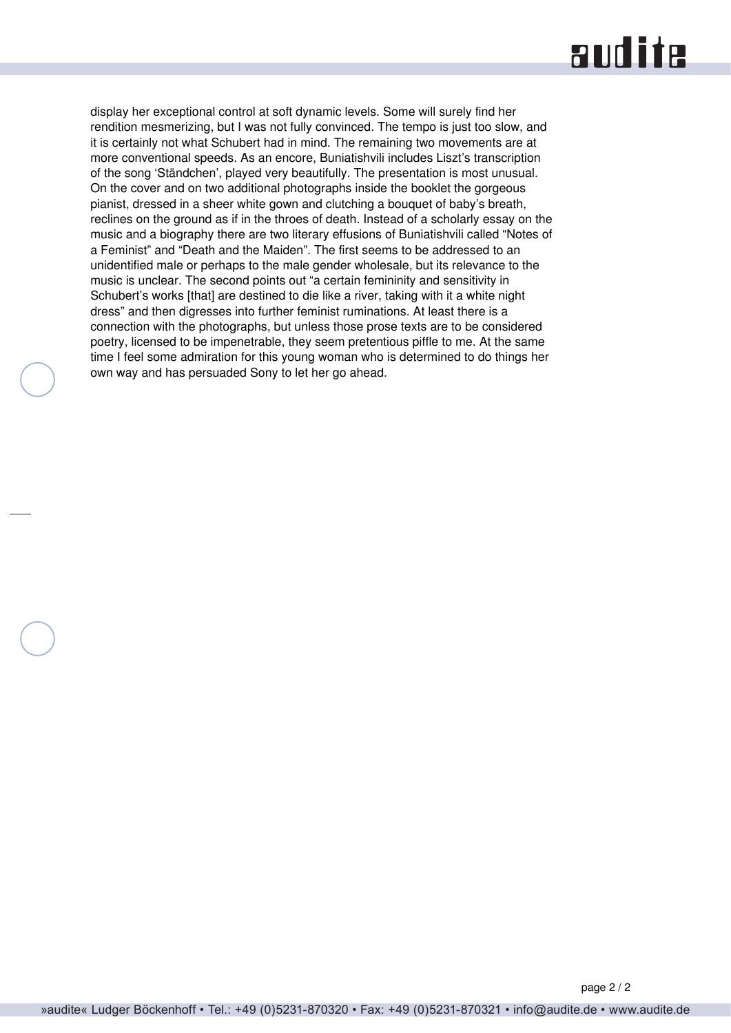display her exceptional control at soft dynamic levels. Some will surely find her rendition mesmerizing, but I was not fully convinced. The tempo is just too slow, and it is certainly not what Schubert had in mind. The remaining two movements are at more conventional speeds. As an encore, Buniatishvili includes Liszt's transcription of the song 'Ständchen', played very beautifully. The presentation is most unusual. On the cover and on two additional photographs inside the booklet the gorgeous pianist, dressed in a sheer white gown and clutching a bouquet of baby's breath, reclines on the ground as if in the throes of death. Instead of a scholarly essay on the music and a biography there are two literary effusions of Buniatishvili called "Notes of a Feminist" and "Death and the Maiden". The first seems to be addressed to an unidentified male or perhaps to the male gender wholesale, but its relevance to the music is unclear. The second points out "a certain femininity and sensitivity in Schubert's works [that] are destined to die like a river, taking with it a white night dress" and then digresses into further feminist ruminations. At least there is a connection with the photographs, but unless those prose texts are to be considered poetry, licensed to be impenetrable, they seem pretentious piffle to me. At the same time I feel some admiration for this young woman who is determined to do things her own way and has persuaded Sony to let her go ahead.